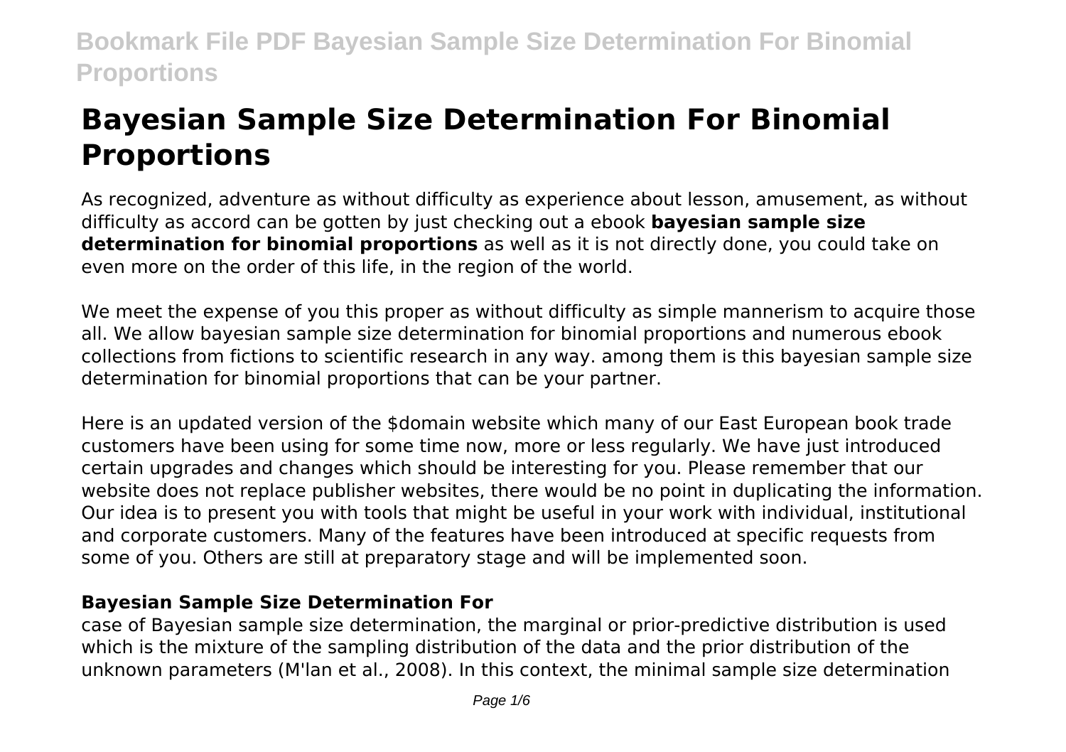# Bayesian Sample Size Determination For Binomial Proportions

As recognized, adventure as without difficulty as experience about lesson, amusement, as without difficulty as accord can be gotten by just checking out a ebook **bayesian sample size determination for binomial proportions** as well as it is not directly done, you could take on even more on the order of this life, in the region of the world.

We meet the expense of you this proper as without difficulty as simple mannerism to acquire those all. We allow bayesian sample size determination for binomial proportions and numerous ebook collections from fictions to scientific research in any way. among them is this bayesian sample size determination for binomial proportions that can be your partner.

Here is an updated version of the $domain website which many of our East European book trade customers have been using for some time now, more or less regularly. We have just introduced certain upgrades and changes which should be interesting for you. Please remember that our website does not replace publisher websites, there would be no point in duplicating the information. Our idea is to present you with tools that might be useful in your work with individual, institutional and corporate customers. Many of the features have been introduced at specific requests from some of you. Others are still at preparatory stage and will be implemented soon.

### Bayesian Sample Size Determination For

case of Bayesian sample size determination, the marginal or prior-predictive distribution is used which is the mixture of the sampling distribution of the data and the prior distribution of the unknown parameters (M'lan et al., 2008). In this context, the minimal sample size determination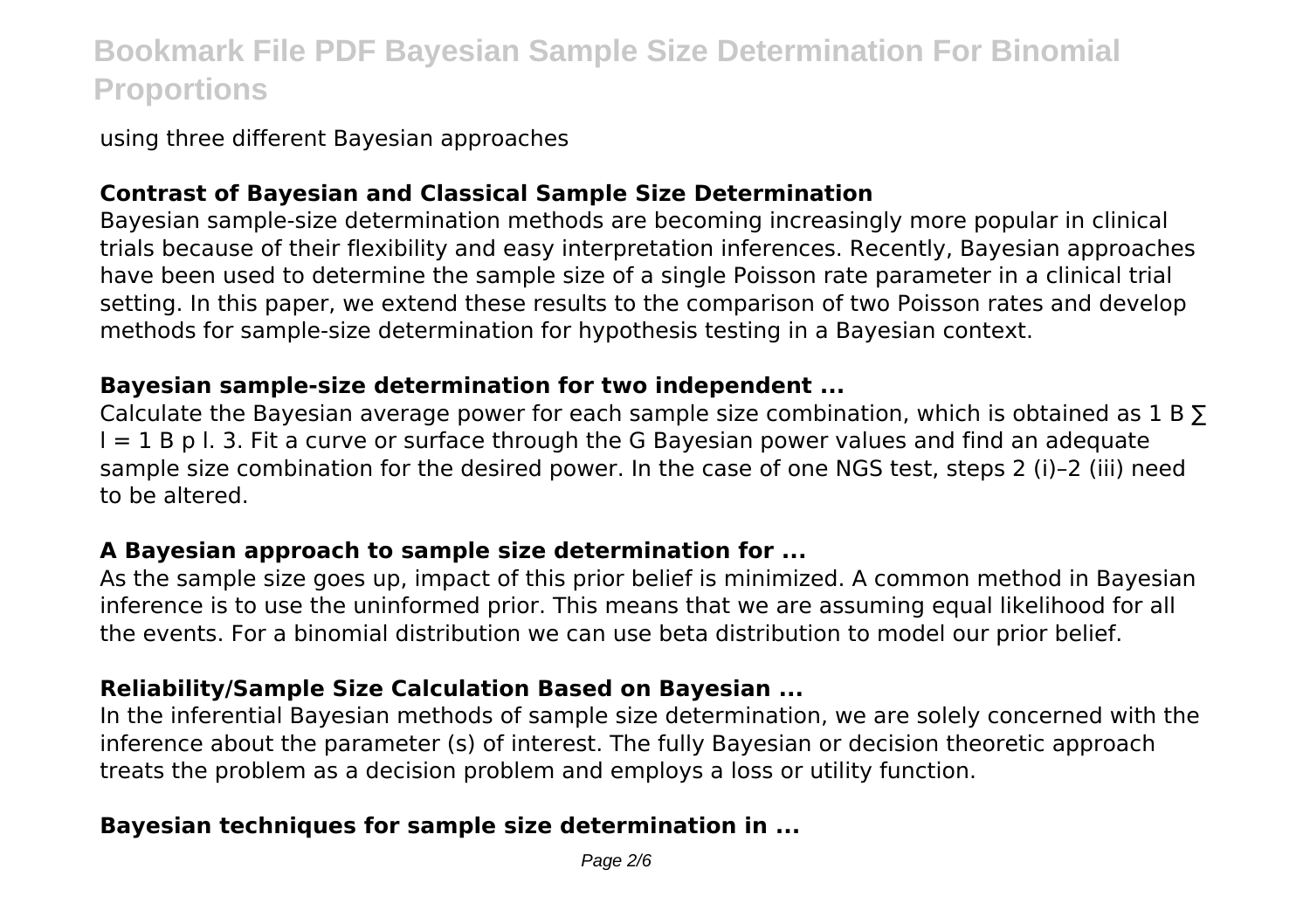using three different Bayesian approaches

**Contrast of Bayesian and Classical Sample Size Determination**

Bayesian sample-size determination methods are becoming increasingly more popular in clinical trials because of their flexibility and easy interpretation inferences. Recently, Bayesian approaches have been used to determine the sample size of a single Poisson rate parameter in a clinical trial setting. In this paper, we extend these results to the comparison of two Poisson rates and develop methods for sample-size determination for hypothesis testing in a Bayesian context.

**Bayesian sample-size determination for two independent ...**

Calculate the Bayesian average power for each sample size combination, which is obtained as 1 B ∑ l = 1 B p l. 3. Fit a curve or surface through the G Bayesian power values and find an adequate sample size combination for the desired power. In the case of one NGS test, steps 2 (i)–2 (iii) need to be altered.

**A Bayesian approach to sample size determination for ...**

As the sample size goes up, impact of this prior belief is minimized. A common method in Bayesian inference is to use the uninformed prior. This means that we are assuming equal likelihood for all the events. For a binomial distribution we can use beta distribution to model our prior belief.

**Reliability/Sample Size Calculation Based on Bayesian ...**

In the inferential Bayesian methods of sample size determination, we are solely concerned with the inference about the parameter (s) of interest. The fully Bayesian or decision theoretic approach treats the problem as a decision problem and employs a loss or utility function.

**Bayesian techniques for sample size determination in ...**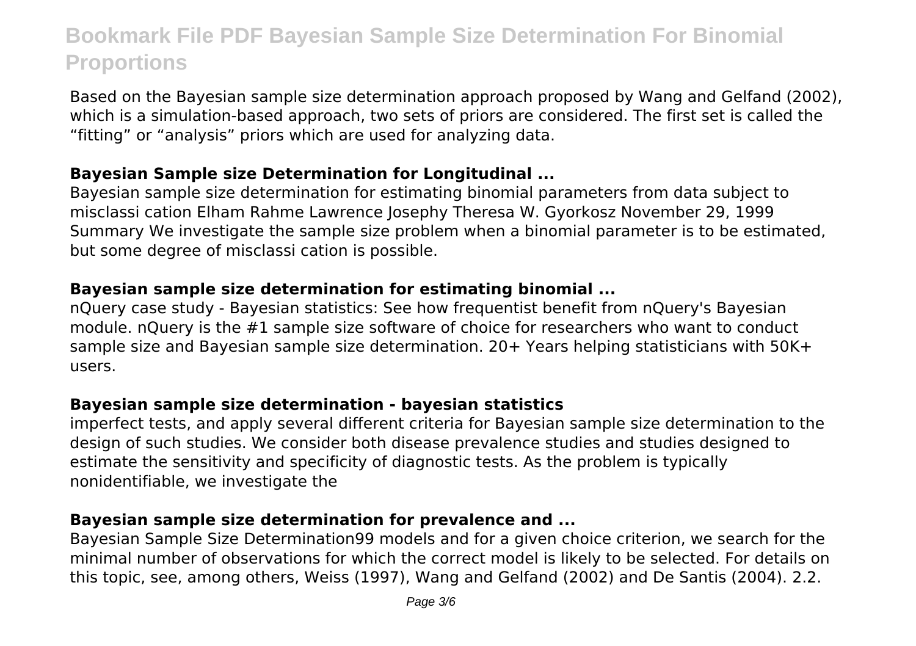Based on the Bayesian sample size determination approach proposed by Wang and Gelfand (2002), which is a simulation-based approach, two sets of priors are considered. The first set is called the "fitting" or "analysis" priors which are used for analyzing data.

### **Bayesian Sample size Determination for Longitudinal ...**

Bayesian sample size determination for estimating binomial parameters from data subject to misclassi cation Elham Rahme Lawrence Josephy Theresa W. Gyorkosz November 29, 1999 Summary We investigate the sample size problem when a binomial parameter is to be estimated, but some degree of misclassi cation is possible.

### **Bayesian sample size determination for estimating binomial ...**

nQuery case study - Bayesian statistics: See how frequentist benefit from nQuery's Bayesian module. nQuery is the #1 sample size software of choice for researchers who want to conduct sample size and Bayesian sample size determination. 20+ Years helping statisticians with 50K+ users.

### **Bayesian sample size determination - bayesian statistics**

imperfect tests, and apply several different criteria for Bayesian sample size determination to the design of such studies. We consider both disease prevalence studies and studies designed to estimate the sensitivity and specificity of diagnostic tests. As the problem is typically nonidentifiable, we investigate the

### **Bayesian sample size determination for prevalence and ...**

Bayesian Sample Size Determination99 models and for a given choice criterion, we search for the minimal number of observations for which the correct model is likely to be selected. For details on this topic, see, among others, Weiss (1997), Wang and Gelfand (2002) and De Santis (2004). 2.2.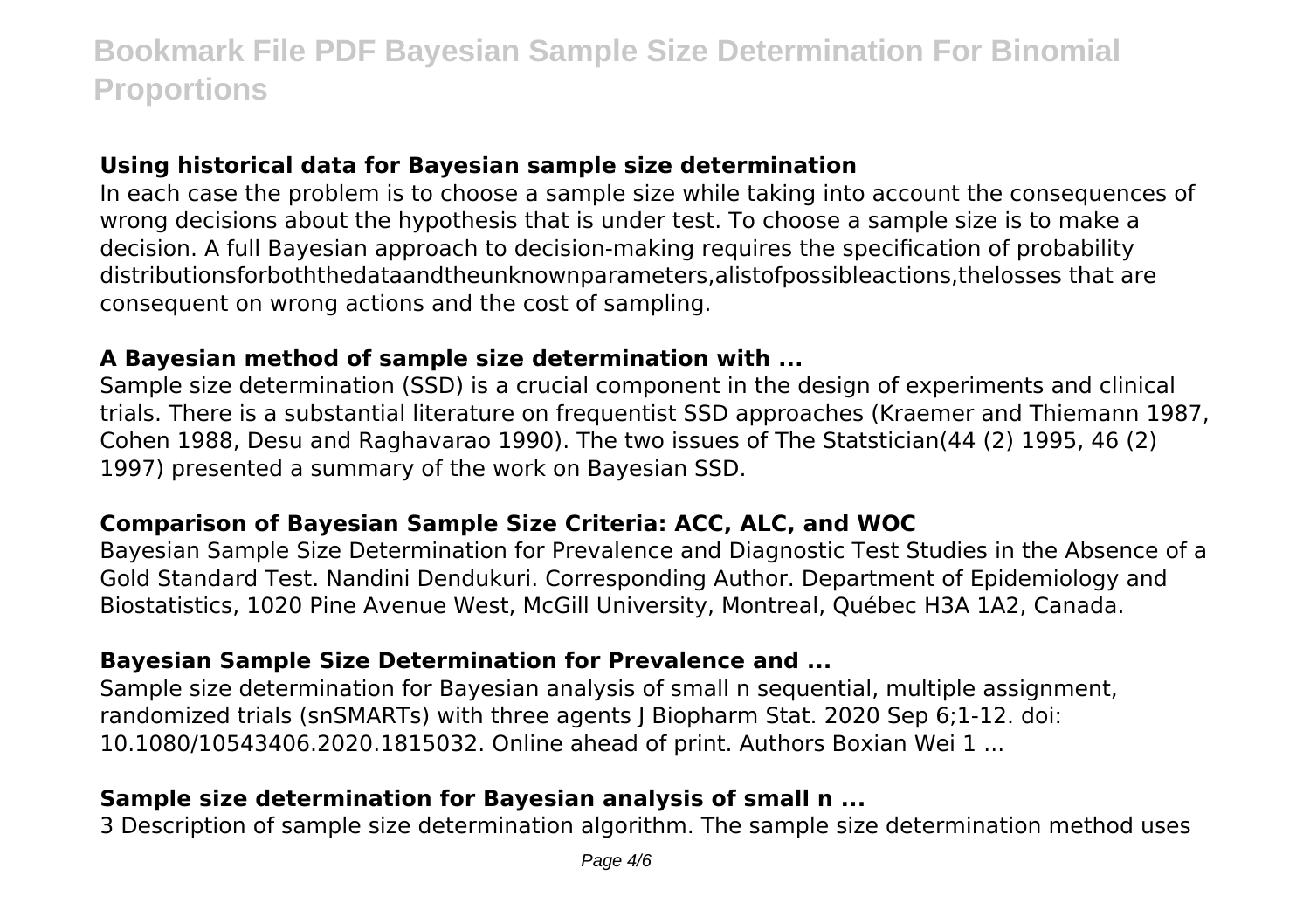### Using historical data for Bayesian sample size determination

In each case the problem is to choose a sample size while taking into account the consequences of wrong decisions about the hypothesis that is under test. To choose a sample size is to make a decision. A full Bayesian approach to decision-making requires the specification of probability distributionsforboththedataandtheunknownparameters,alistofpossibleactions,thelosses that are consequent on wrong actions and the cost of sampling.

### A Bayesian method of sample size determination with ...

Sample size determination (SSD) is a crucial component in the design of experiments and clinical trials. There is a substantial literature on frequentist SSD approaches (Kraemer and Thiemann 1987, Cohen 1988, Desu and Raghavarao 1990). The two issues of The Statstician(44 (2) 1995, 46 (2) 1997) presented a summary of the work on Bayesian SSD.

### Comparison of Bayesian Sample Size Criteria: ACC, ALC, and WOC

Bayesian Sample Size Determination for Prevalence and Diagnostic Test Studies in the Absence of a Gold Standard Test. Nandini Dendukuri. Corresponding Author. Department of Epidemiology and Biostatistics, 1020 Pine Avenue West, McGill University, Montreal, Québec H3A 1A2, Canada.

### Bayesian Sample Size Determination for Prevalence and ...

Sample size determination for Bayesian analysis of small n sequential, multiple assignment, randomized trials (snSMARTs) with three agents J Biopharm Stat. 2020 Sep 6;1-12. doi: 10.1080/10543406.2020.1815032. Online ahead of print. Authors Boxian Wei 1 ...

### Sample size determination for Bayesian analysis of small n ...

3 Description of sample size determination algorithm. The sample size determination method uses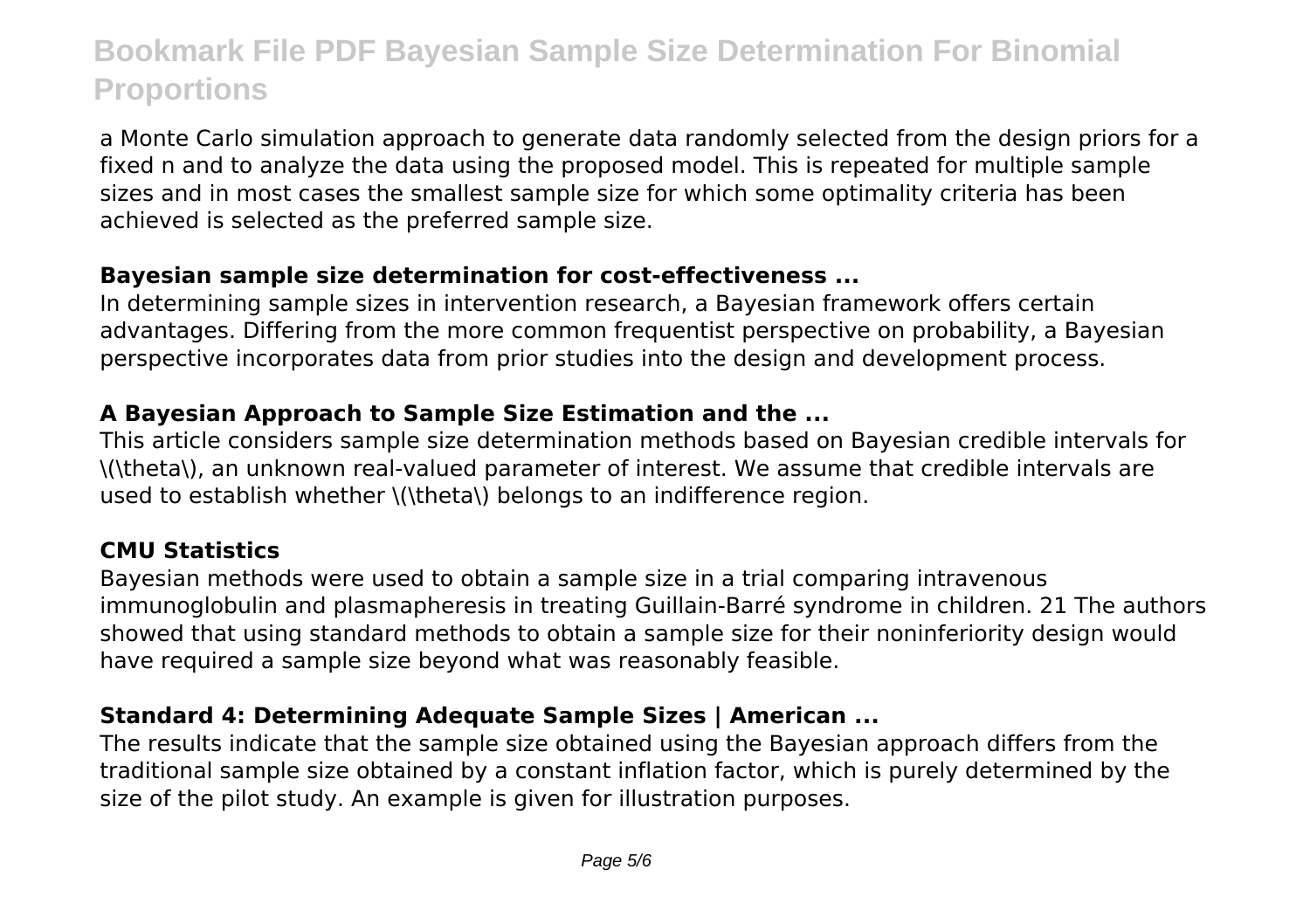a Monte Carlo simulation approach to generate data randomly selected from the design priors for a fixed n and to analyze the data using the proposed model. This is repeated for multiple sample sizes and in most cases the smallest sample size for which some optimality criteria has been achieved is selected as the preferred sample size.

### Bayesian sample size determination for cost-effectiveness ...

In determining sample sizes in intervention research, a Bayesian framework offers certain advantages. Differing from the more common frequentist perspective on probability, a Bayesian perspective incorporates data from prior studies into the design and development process.

### A Bayesian Approach to Sample Size Estimation and the ...

This article considers sample size determination methods based on Bayesian credible intervals for \(\theta\), an unknown real-valued parameter of interest. We assume that credible intervals are used to establish whether \(\theta\) belongs to an indifference region.

### CMU Statistics

Bayesian methods were used to obtain a sample size in a trial comparing intravenous immunoglobulin and plasmapheresis in treating Guillain-Barré syndrome in children. 21 The authors showed that using standard methods to obtain a sample size for their noninferiority design would have required a sample size beyond what was reasonably feasible.

### Standard 4: Determining Adequate Sample Sizes | American ...

The results indicate that the sample size obtained using the Bayesian approach differs from the traditional sample size obtained by a constant inflation factor, which is purely determined by the size of the pilot study. An example is given for illustration purposes.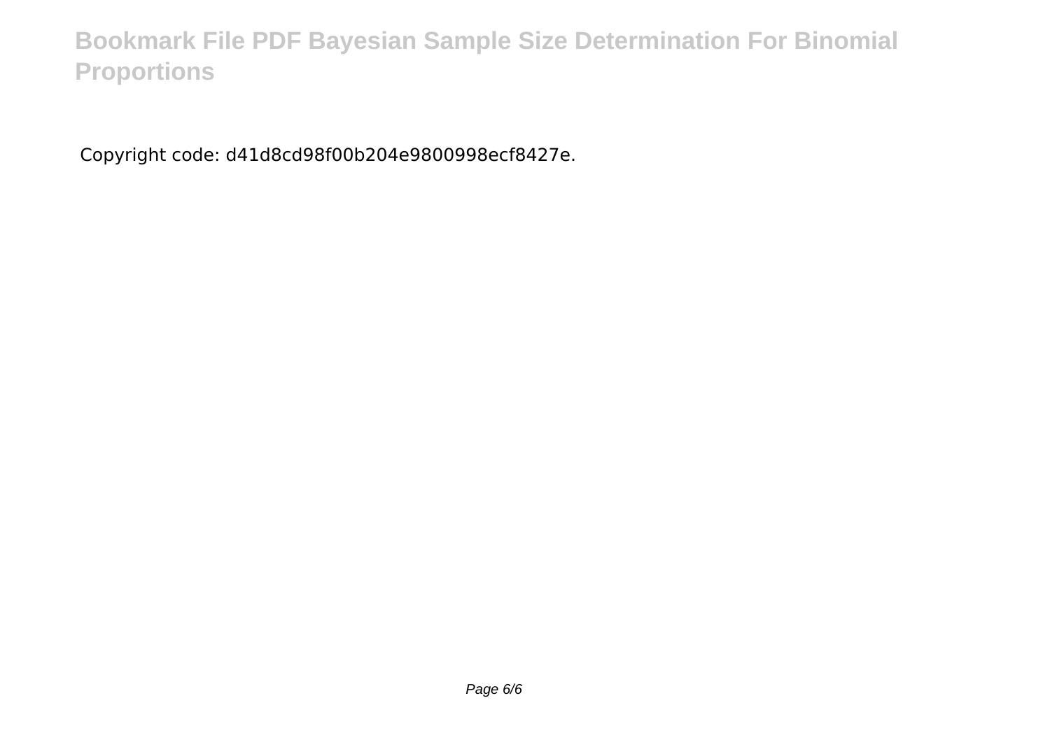Copyright code: d41d8cd98f00b204e9800998ecf8427e.